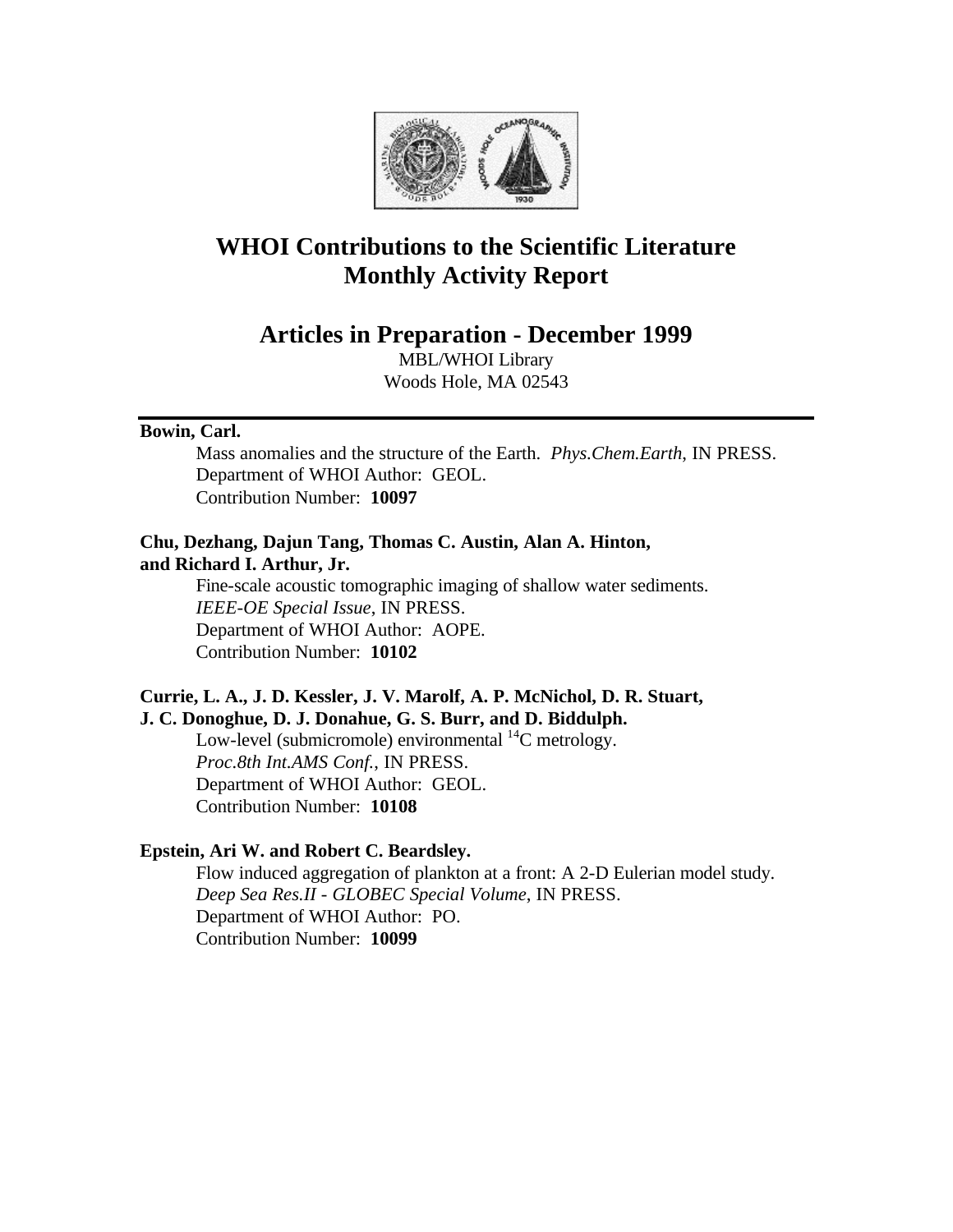# WHOI Contributions to the Scientific Literature
# Monthly Activity Report

## Articles in Preparation - December 1999

MBL/WHOI Library
Woods Hole, MA 02543

---

**Bowin, Carl.**

Mass anomalies and the structure of the Earth. *Phys.Chem.Earth*, IN PRESS.
Department of WHOI Author: GEOL.
Contribution Number: **10097**

**Chu, Dezhang, Dajun Tang, Thomas C. Austin, Alan A. Hinton, and Richard I. Arthur, Jr.**

Fine-scale acoustic tomographic imaging of shallow water sediments.
*IEEE-OE Special Issue*, IN PRESS.
Department of WHOI Author: AOPE.
Contribution Number: **10102**

**Currie, L. A., J. D. Kessler, J. V. Marolf, A. P. McNichol, D. R. Stuart, J. C. Donoghue, D. J. Donahue, G. S. Burr, and D. Biddulph.**

Low-level (submicromole) environmental $^{14}C$ metrology.
*Proc.8th Int.AMS Conf.*, IN PRESS.
Department of WHOI Author: GEOL.
Contribution Number: **10108**

**Epstein, Ari W. and Robert C. Beardsley.**

Flow induced aggregation of plankton at a front: A 2-D Eulerian model study.
*Deep Sea Res.II - GLOBEC Special Volume*, IN PRESS.
Department of WHOI Author: PO.
Contribution Number: **10099**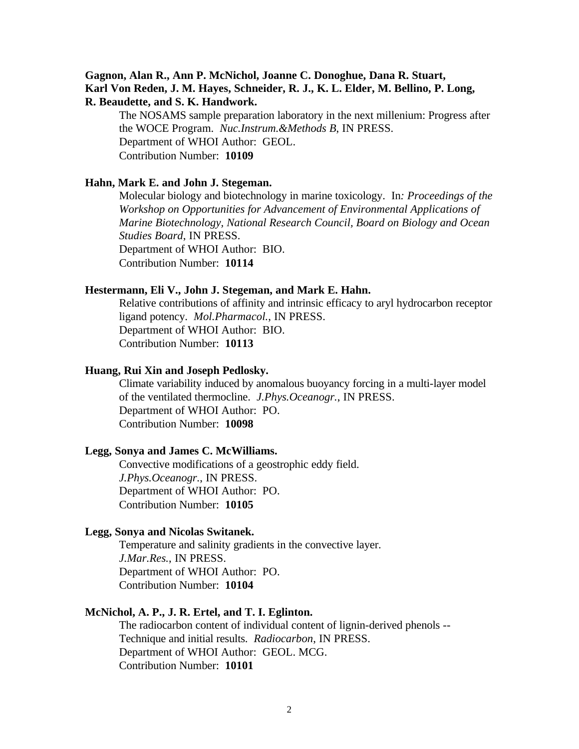**Gagnon, Alan R., Ann P. McNichol, Joanne C. Donoghue, Dana R. Stuart, Karl Von Reden, J. M. Hayes, Schneider, R. J., K. L. Elder, M. Bellino, P. Long, R. Beaudette, and S. K. Handwork.**

The NOSAMS sample preparation laboratory in the next millenium: Progress after the WOCE Program. *Nuc.Instrum.&Methods B*, IN PRESS.
Department of WHOI Author: GEOL.
Contribution Number: **10109**

**Hahn, Mark E. and John J. Stegeman.**

Molecular biology and biotechnology in marine toxicology. In*: Proceedings of the Workshop on Opportunities for Advancement of Environmental Applications of Marine Biotechnology, National Research Council, Board on Biology and Ocean Studies Board*, IN PRESS.
Department of WHOI Author: BIO.
Contribution Number: **10114**

**Hestermann, Eli V., John J. Stegeman, and Mark E. Hahn.**

Relative contributions of affinity and intrinsic efficacy to aryl hydrocarbon receptor ligand potency. *Mol.Pharmacol.*, IN PRESS.
Department of WHOI Author: BIO.
Contribution Number: **10113**

**Huang, Rui Xin and Joseph Pedlosky.**

Climate variability induced by anomalous buoyancy forcing in a multi-layer model of the ventilated thermocline. *J.Phys.Oceanogr.*, IN PRESS.
Department of WHOI Author: PO.
Contribution Number: **10098**

**Legg, Sonya and James C. McWilliams.**

Convective modifications of a geostrophic eddy field.
*J.Phys.Oceanogr.*, IN PRESS.
Department of WHOI Author: PO.
Contribution Number: **10105**

**Legg, Sonya and Nicolas Switanek.**

Temperature and salinity gradients in the convective layer.
*J.Mar.Res.*, IN PRESS.
Department of WHOI Author: PO.
Contribution Number: **10104**

**McNichol, A. P., J. R. Ertel, and T. I. Eglinton.**

The radiocarbon content of individual content of lignin-derived phenols -- Technique and initial results. *Radiocarbon*, IN PRESS.
Department of WHOI Author: GEOL. MCG.
Contribution Number: **10101**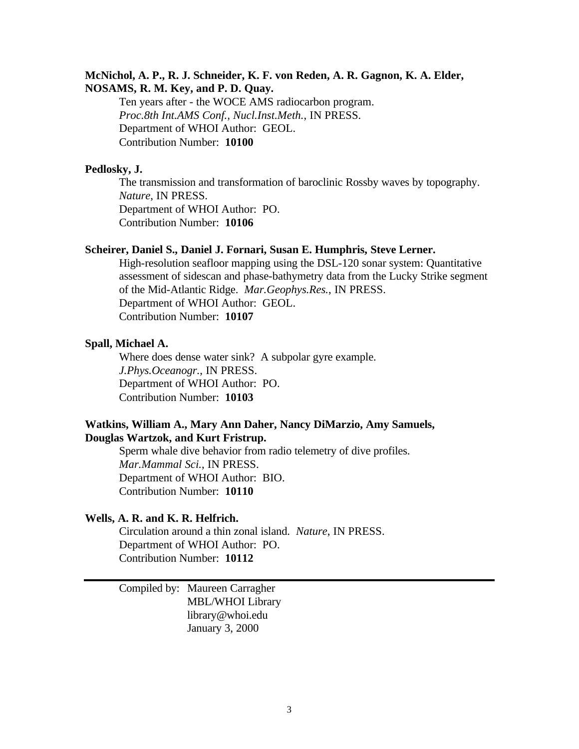**McNichol, A. P., R. J. Schneider, K. F. von Reden, A. R. Gagnon, K. A. Elder, NOSAMS, R. M. Key, and P. D. Quay.**

Ten years after - the WOCE AMS radiocarbon program.
*Proc.8th Int.AMS Conf., Nucl.Inst.Meth.*, IN PRESS.
Department of WHOI Author: GEOL.
Contribution Number: **10100**

**Pedlosky, J.**

The transmission and transformation of baroclinic Rossby waves by topography.
*Nature*, IN PRESS.
Department of WHOI Author: PO.
Contribution Number: **10106**

**Scheirer, Daniel S., Daniel J. Fornari, Susan E. Humphris, Steve Lerner.**

High-resolution seafloor mapping using the DSL-120 sonar system: Quantitative assessment of sidescan and phase-bathymetry data from the Lucky Strike segment of the Mid-Atlantic Ridge. *Mar.Geophys.Res.*, IN PRESS.
Department of WHOI Author: GEOL.
Contribution Number: **10107**

**Spall, Michael A.**

Where does dense water sink? A subpolar gyre example.
*J.Phys.Oceanogr.*, IN PRESS.
Department of WHOI Author: PO.
Contribution Number: **10103**

**Watkins, William A., Mary Ann Daher, Nancy DiMarzio, Amy Samuels, Douglas Wartzok, and Kurt Fristrup.**

Sperm whale dive behavior from radio telemetry of dive profiles.
*Mar.Mammal Sci.*, IN PRESS.
Department of WHOI Author: BIO.
Contribution Number: **10110**

**Wells, A. R. and K. R. Helfrich.**

Circulation around a thin zonal island. *Nature*, IN PRESS.
Department of WHOI Author: PO.
Contribution Number: **10112**

---

Compiled by: Maureen Carragher
MBL/WHOI Library
library@whoi.edu
January 3, 2000